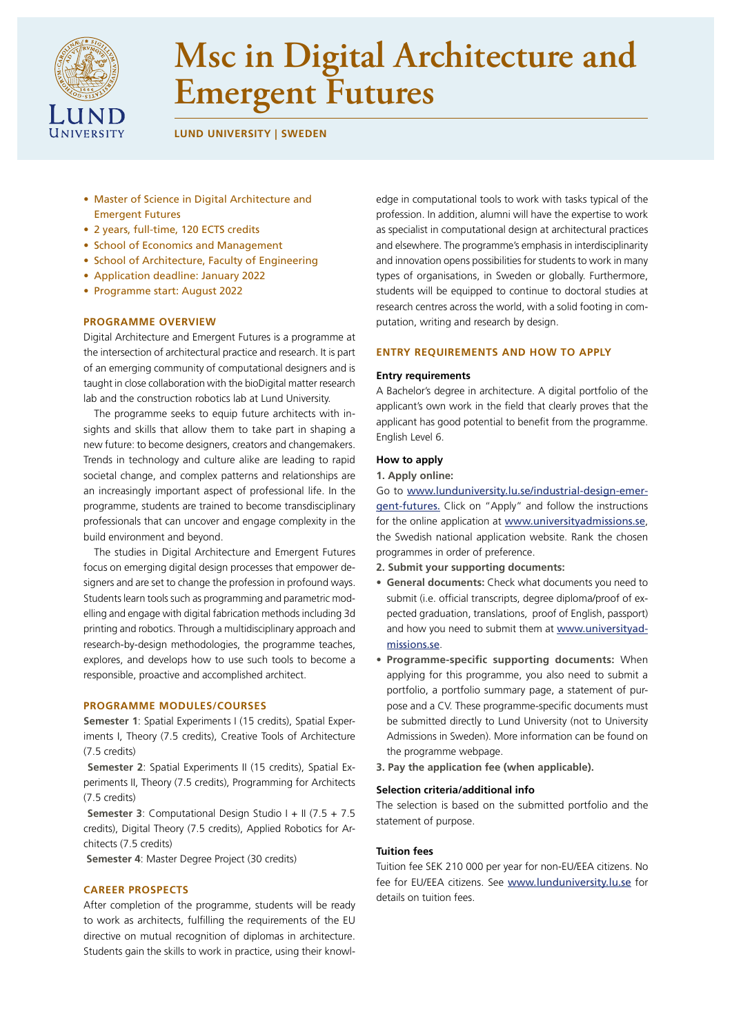# Msc in Digital Architecture and Emergent Futures

**LUND UNIVERSITY | SWEDEN**

- Master of Science in Digital Architecture and Emergent Futures
- 2 years, full-time, 120 ECTS credits
- School of Economics and Management
- School of Architecture, Faculty of Engineering
- Application deadline: January 2022
- Programme start: August 2022

## PROGRAMME OVERVIEW

Digital Architecture and Emergent Futures is a programme at the intersection of architectural practice and research. It is part of an emerging community of computational designers and is taught in close collaboration with the bioDigital matter research lab and the construction robotics lab at Lund University.

The programme seeks to equip future architects with insights and skills that allow them to take part in shaping a new future: to become designers, creators and changemakers. Trends in technology and culture alike are leading to rapid societal change, and complex patterns and relationships are an increasingly important aspect of professional life. In the programme, students are trained to become transdisciplinary professionals that can uncover and engage complexity in the build environment and beyond.

The studies in Digital Architecture and Emergent Futures focus on emerging digital design processes that empower designers and are set to change the profession in profound ways. Students learn tools such as programming and parametric modelling and engage with digital fabrication methods including 3d printing and robotics. Through a multidisciplinary approach and research-by-design methodologies, the programme teaches, explores, and develops how to use such tools to become a responsible, proactive and accomplished architect.

## PROGRAMME MODULES/COURSES

**Semester 1**: Spatial Experiments I (15 credits), Spatial Experiments I, Theory (7.5 credits), Creative Tools of Architecture (7.5 credits)

**Semester 2**: Spatial Experiments II (15 credits), Spatial Experiments II, Theory (7.5 credits), Programming for Architects (7.5 credits)

**Semester 3**: Computational Design Studio I + II (7.5 + 7.5 credits), Digital Theory (7.5 credits), Applied Robotics for Architects (7.5 credits)

**Semester 4**: Master Degree Project (30 credits)

## CAREER PROSPECTS

After completion of the programme, students will be ready to work as architects, fulfilling the requirements of the EU directive on mutual recognition of diplomas in architecture. Students gain the skills to work in practice, using their knowledge in computational tools to work with tasks typical of the profession. In addition, alumni will have the expertise to work as specialist in computational design at architectural practices and elsewhere. The programme's emphasis in interdisciplinarity and innovation opens possibilities for students to work in many types of organisations, in Sweden or globally. Furthermore, students will be equipped to continue to doctoral studies at research centres across the world, with a solid footing in computation, writing and research by design.

## ENTRY REQUIREMENTS AND HOW TO APPLY

### Entry requirements

A Bachelor's degree in architecture. A digital portfolio of the applicant's own work in the field that clearly proves that the applicant has good potential to benefit from the programme. English Level 6.

### How to apply

**1. Apply online:**

Go to www.lunduniversity.lu.se/industrial-design-emergent-futures. Click on "Apply" and follow the instructions for the online application at www.universityadmissions.se, the Swedish national application website. Rank the chosen programmes in order of preference.

**2. Submit your supporting documents:**

- **General documents:** Check what documents you need to submit (i.e. official transcripts, degree diploma/proof of expected graduation, translations, proof of English, passport) and how you need to submit them at www.universityadmissions.se.
- **Programme-specific supporting documents:** When applying for this programme, you also need to submit a portfolio, a portfolio summary page, a statement of purpose and a CV. These programme-specific documents must be submitted directly to Lund University (not to University Admissions in Sweden). More information can be found on the programme webpage.

**3. Pay the application fee (when applicable).**

### Selection criteria/additional info

The selection is based on the submitted portfolio and the statement of purpose.

### Tuition fees

Tuition fee SEK 210 000 per year for non-EU/EEA citizens. No fee for EU/EEA citizens. See www.lunduniversity.lu.se for details on tuition fees.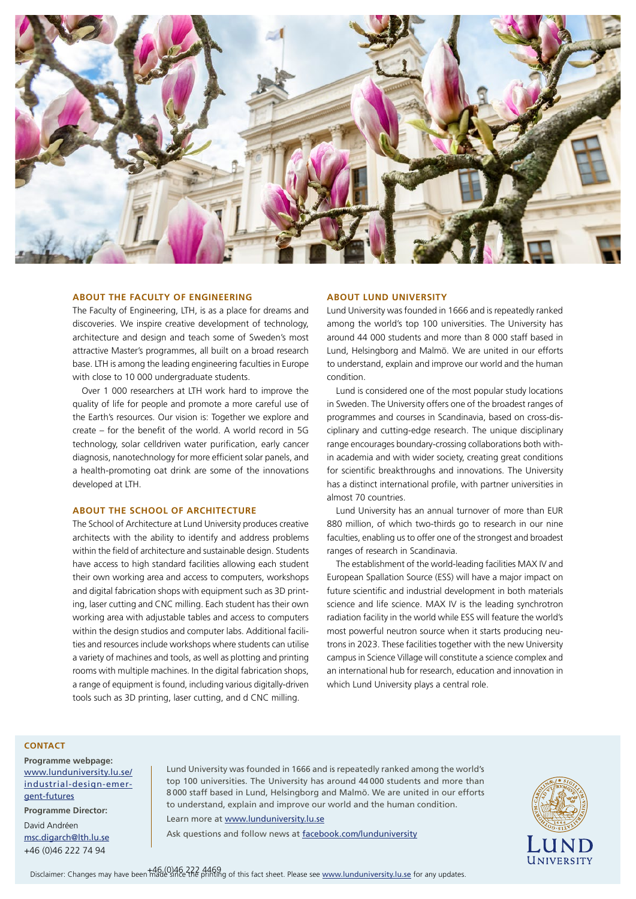## ABOUT THE FACULTY OF ENGINEERING

The Faculty of Engineering, LTH, is as a place for dreams and discoveries. We inspire creative development of technology, architecture and design and teach some of Sweden's most attractive Master's programmes, all built on a broad research base. LTH is among the leading engineering faculties in Europe with close to 10 000 undergraduate students.

Over 1 000 researchers at LTH work hard to improve the quality of life for people and promote a more careful use of the Earth's resources. Our vision is: Together we explore and create – for the benefit of the world. A world record in 5G technology, solar celldriven water purification, early cancer diagnosis, nanotechnology for more efficient solar panels, and a health-promoting oat drink are some of the innovations developed at LTH.

## ABOUT THE SCHOOL OF ARCHITECTURE

The School of Architecture at Lund University produces creative architects with the ability to identify and address problems within the field of architecture and sustainable design. Students have access to high standard facilities allowing each student their own working area and access to computers, workshops and digital fabrication shops with equipment such as 3D printing, laser cutting and CNC milling. Each student has their own working area with adjustable tables and access to computers within the design studios and computer labs. Additional facilities and resources include workshops where students can utilise a variety of machines and tools, as well as plotting and printing rooms with multiple machines. In the digital fabrication shops, a range of equipment is found, including various digitally-driven tools such as 3D printing, laser cutting, and d CNC milling.

## ABOUT LUND UNIVERSITY

Lund University was founded in 1666 and is repeatedly ranked among the world's top 100 universities. The University has around 44 000 students and more than 8 000 staff based in Lund, Helsingborg and Malmö. We are united in our efforts to understand, explain and improve our world and the human condition.

Lund is considered one of the most popular study locations in Sweden. The University offers one of the broadest ranges of programmes and courses in Scandinavia, based on cross-disciplinary and cutting-edge research. The unique disciplinary range encourages boundary-crossing collaborations both within academia and with wider society, creating great conditions for scientific breakthroughs and innovations. The University has a distinct international profile, with partner universities in almost 70 countries.

Lund University has an annual turnover of more than EUR 880 million, of which two-thirds go to research in our nine faculties, enabling us to offer one of the strongest and broadest ranges of research in Scandinavia.

The establishment of the world-leading facilities MAX IV and European Spallation Source (ESS) will have a major impact on future scientific and industrial development in both materials science and life science. MAX IV is the leading synchrotron radiation facility in the world while ESS will feature the world's most powerful neutron source when it starts producing neutrons in 2023. These facilities together with the new University campus in Science Village will constitute a science complex and an international hub for research, education and innovation in which Lund University plays a central role.

## CONTACT

**Programme webpage:**
www.lunduniversity.lu.se/industrial-design-emergent-futures

**Programme Director:**
David Andréen
msc.digarch@lth.lu.se
+46 (0)46 222 74 94

Lund University was founded in 1666 and is repeatedly ranked among the world's top 100 universities. The University has around 44 000 students and more than 8 000 staff based in Lund, Helsingborg and Malmö. We are united in our efforts to understand, explain and improve our world and the human condition.

Learn more at www.lunduniversity.lu.se

Ask questions and follow news at facebook.com/lunduniversity

LUND UNIVERSITY

+46 (0)46 222 4469

Disclaimer: Changes may have been made since the printing of this fact sheet. Please see www.lunduniversity.lu.se for any updates.